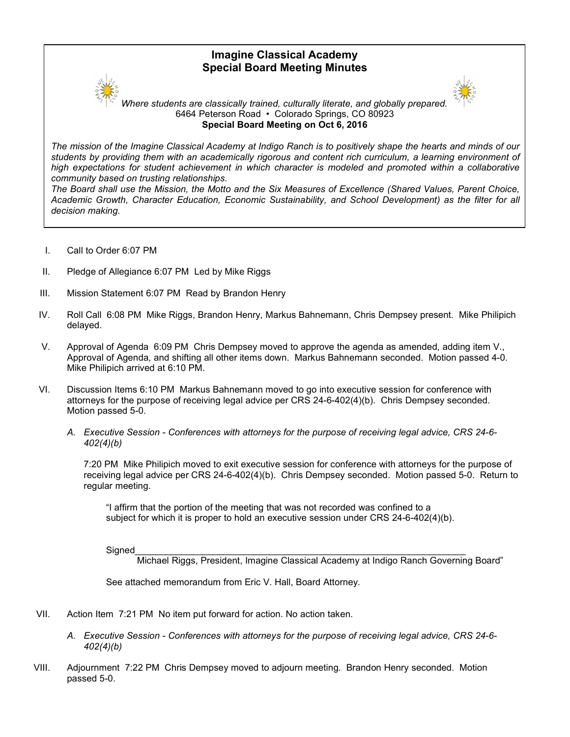# Imagine Classical Academy
# Special Board Meeting Minutes

*Where students are classically trained, culturally literate, and globally prepared.*
6464 Peterson Road • Colorado Springs, CO 80923
**Special Board Meeting on Oct 6, 2016**

*The mission of the Imagine Classical Academy at Indigo Ranch is to positively shape the hearts and minds of our students by providing them with an academically rigorous and content rich curriculum, a learning environment of high expectations for student achievement in which character is modeled and promoted within a collaborative community based on trusting relationships.*
*The Board shall use the Mission, the Motto and the Six Measures of Excellence (Shared Values, Parent Choice, Academic Growth, Character Education, Economic Sustainability, and School Development) as the filter for all decision making.*

I. Call to Order 6:07 PM

II. Pledge of Allegiance 6:07 PM Led by Mike Riggs

III. Mission Statement 6:07 PM Read by Brandon Henry

IV. Roll Call 6:08 PM Mike Riggs, Brandon Henry, Markus Bahnemann, Chris Dempsey present. Mike Philipich delayed.

V. Approval of Agenda 6:09 PM Chris Dempsey moved to approve the agenda as amended, adding item V., Approval of Agenda, and shifting all other items down. Markus Bahnemann seconded. Motion passed 4-0. Mike Philipich arrived at 6:10 PM.

VI. Discussion Items 6:10 PM Markus Bahnemann moved to go into executive session for conference with attorneys for the purpose of receiving legal advice per CRS 24-6-402(4)(b). Chris Dempsey seconded. Motion passed 5-0.

   A. *Executive Session - Conferences with attorneys for the purpose of receiving legal advice, CRS 24-6-402(4)(b)*

   7:20 PM Mike Philipich moved to exit executive session for conference with attorneys for the purpose of receiving legal advice per CRS 24-6-402(4)(b). Chris Dempsey seconded. Motion passed 5-0. Return to regular meeting.

   "I affirm that the portion of the meeting that was not recorded was confined to a subject for which it is proper to hold an executive session under CRS 24-6-402(4)(b).

   Signed_______________________________________________________________
   Michael Riggs, President, Imagine Classical Academy at Indigo Ranch Governing Board"

   See attached memorandum from Eric V. Hall, Board Attorney.

VII. Action Item 7:21 PM No item put forward for action. No action taken.

   A. *Executive Session - Conferences with attorneys for the purpose of receiving legal advice, CRS 24-6-402(4)(b)*

VIII. Adjournment 7:22 PM Chris Dempsey moved to adjourn meeting. Brandon Henry seconded. Motion passed 5-0.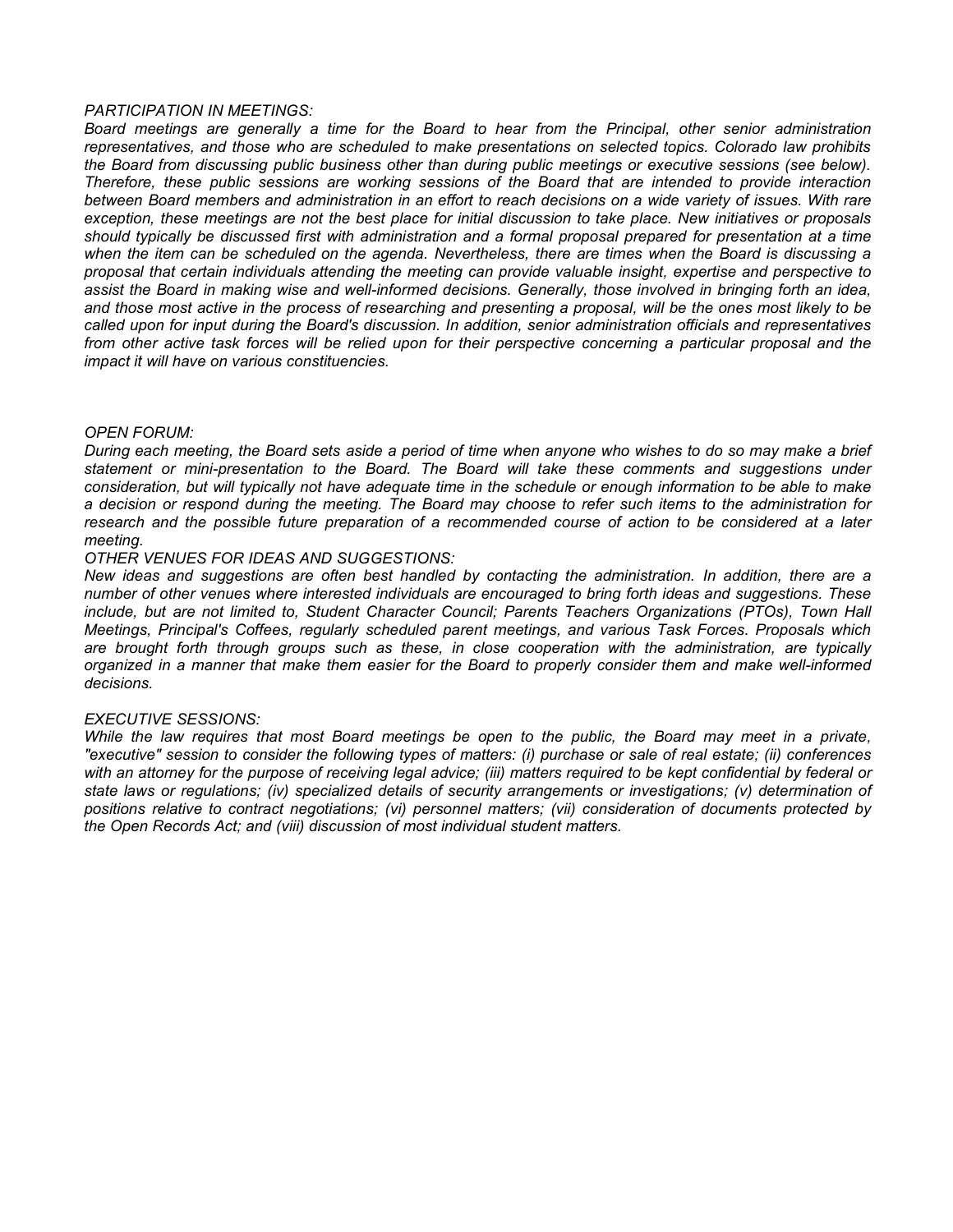*PARTICIPATION IN MEETINGS:*

*Board meetings are generally a time for the Board to hear from the Principal, other senior administration representatives, and those who are scheduled to make presentations on selected topics. Colorado law prohibits the Board from discussing public business other than during public meetings or executive sessions (see below). Therefore, these public sessions are working sessions of the Board that are intended to provide interaction between Board members and administration in an effort to reach decisions on a wide variety of issues. With rare exception, these meetings are not the best place for initial discussion to take place. New initiatives or proposals should typically be discussed first with administration and a formal proposal prepared for presentation at a time when the item can be scheduled on the agenda. Nevertheless, there are times when the Board is discussing a proposal that certain individuals attending the meeting can provide valuable insight, expertise and perspective to assist the Board in making wise and well-informed decisions. Generally, those involved in bringing forth an idea, and those most active in the process of researching and presenting a proposal, will be the ones most likely to be called upon for input during the Board's discussion. In addition, senior administration officials and representatives from other active task forces will be relied upon for their perspective concerning a particular proposal and the impact it will have on various constituencies.*

*OPEN FORUM:*

*During each meeting, the Board sets aside a period of time when anyone who wishes to do so may make a brief statement or mini-presentation to the Board. The Board will take these comments and suggestions under consideration, but will typically not have adequate time in the schedule or enough information to be able to make a decision or respond during the meeting. The Board may choose to refer such items to the administration for research and the possible future preparation of a recommended course of action to be considered at a later meeting.*

*OTHER VENUES FOR IDEAS AND SUGGESTIONS:*

*New ideas and suggestions are often best handled by contacting the administration. In addition, there are a number of other venues where interested individuals are encouraged to bring forth ideas and suggestions. These include, but are not limited to, Student Character Council; Parents Teachers Organizations (PTOs), Town Hall Meetings, Principal's Coffees, regularly scheduled parent meetings, and various Task Forces. Proposals which are brought forth through groups such as these, in close cooperation with the administration, are typically organized in a manner that make them easier for the Board to properly consider them and make well-informed decisions.*

*EXECUTIVE SESSIONS:*

*While the law requires that most Board meetings be open to the public, the Board may meet in a private, "executive" session to consider the following types of matters: (i) purchase or sale of real estate; (ii) conferences with an attorney for the purpose of receiving legal advice; (iii) matters required to be kept confidential by federal or state laws or regulations; (iv) specialized details of security arrangements or investigations; (v) determination of positions relative to contract negotiations; (vi) personnel matters; (vii) consideration of documents protected by the Open Records Act; and (viii) discussion of most individual student matters.*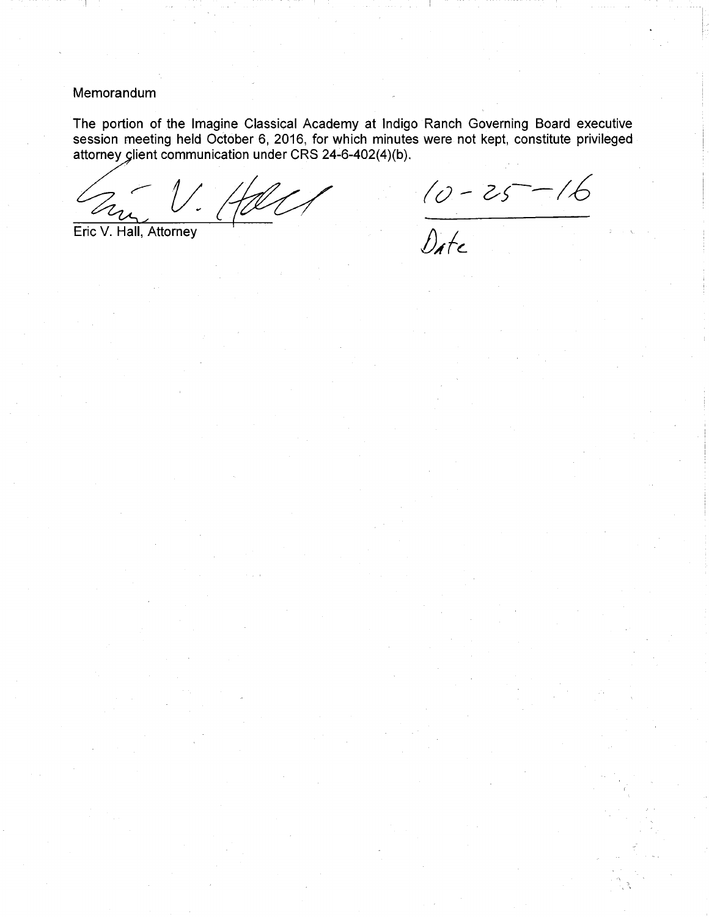Memorandum

The portion of the Imagine Classical Academy at Indigo Ranch Governing Board executive session meeting held October 6, 2016, for which minutes were not kept, constitute privileged attorney client communication under CRS 24-6-402(4)(b).

Eric V. Hall, Attorney

10-25-16

Date